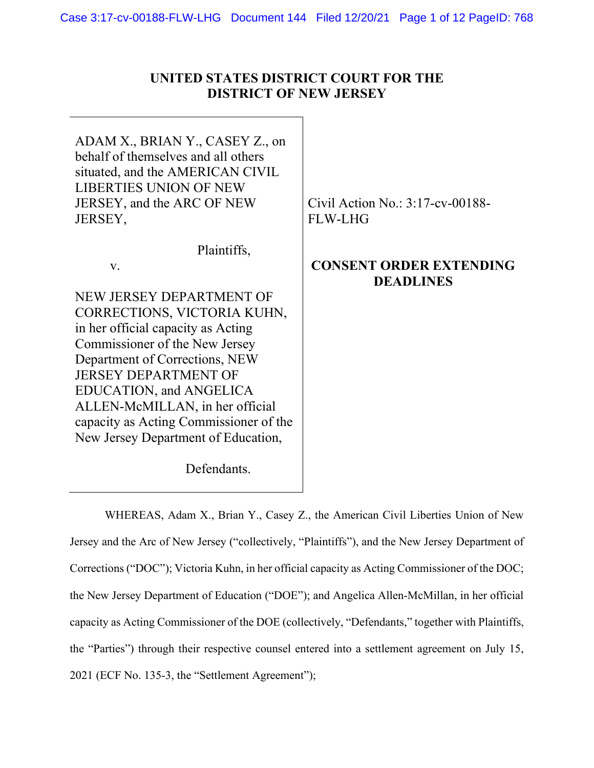**UNITED STATES DISTRICT COURT FOR THE DISTRICT OF NEW JERSEY**

| | |
|---|---|
| ADAM X., BRIAN Y., CASEY Z., on behalf of themselves and all others situated, and the AMERICAN CIVIL LIBERTIES UNION OF NEW JERSEY, and the ARC OF NEW JERSEY,<br><br>Plaintiffs,<br><br>v.<br><br>NEW JERSEY DEPARTMENT OF CORRECTIONS, VICTORIA KUHN, in her official capacity as Acting Commissioner of the New Jersey Department of Corrections, NEW JERSEY DEPARTMENT OF EDUCATION, and ANGELICA ALLEN-McMILLAN, in her official capacity as Acting Commissioner of the New Jersey Department of Education,<br><br>Defendants. | Civil Action No.: 3:17-cv-00188-FLW-LHG<br><br>**CONSENT ORDER EXTENDING DEADLINES** |

WHEREAS, Adam X., Brian Y., Casey Z., the American Civil Liberties Union of New Jersey and the Arc of New Jersey ("collectively, "Plaintiffs"), and the New Jersey Department of Corrections ("DOC"); Victoria Kuhn, in her official capacity as Acting Commissioner of the DOC; the New Jersey Department of Education ("DOE"); and Angelica Allen-McMillan, in her official capacity as Acting Commissioner of the DOE (collectively, "Defendants," together with Plaintiffs, the "Parties") through their respective counsel entered into a settlement agreement on July 15, 2021 (ECF No. 135-3, the "Settlement Agreement");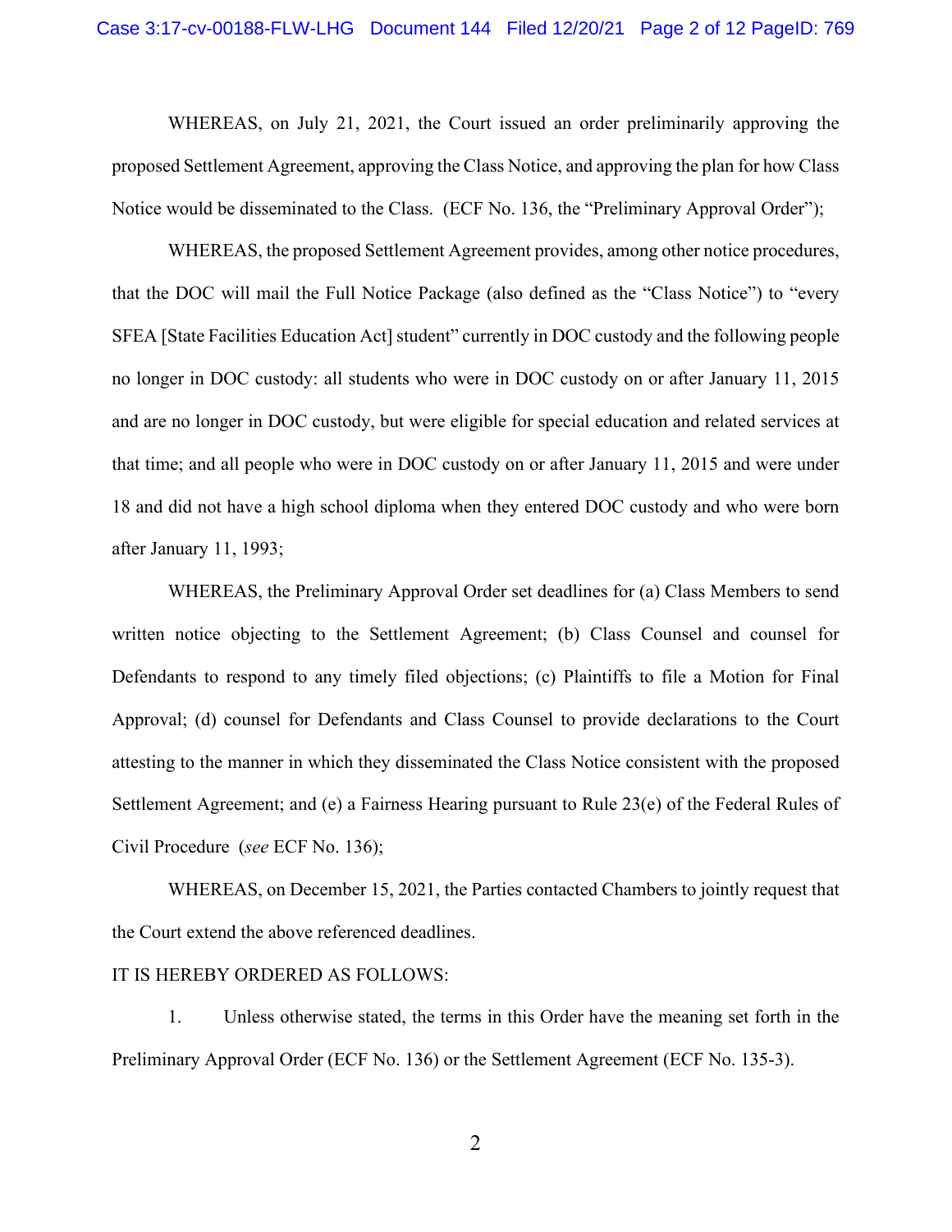WHEREAS, on July 21, 2021, the Court issued an order preliminarily approving the proposed Settlement Agreement, approving the Class Notice, and approving the plan for how Class Notice would be disseminated to the Class. (ECF No. 136, the "Preliminary Approval Order");

WHEREAS, the proposed Settlement Agreement provides, among other notice procedures, that the DOC will mail the Full Notice Package (also defined as the "Class Notice") to "every SFEA [State Facilities Education Act] student" currently in DOC custody and the following people no longer in DOC custody: all students who were in DOC custody on or after January 11, 2015 and are no longer in DOC custody, but were eligible for special education and related services at that time; and all people who were in DOC custody on or after January 11, 2015 and were under 18 and did not have a high school diploma when they entered DOC custody and who were born after January 11, 1993;

WHEREAS, the Preliminary Approval Order set deadlines for (a) Class Members to send written notice objecting to the Settlement Agreement; (b) Class Counsel and counsel for Defendants to respond to any timely filed objections; (c) Plaintiffs to file a Motion for Final Approval; (d) counsel for Defendants and Class Counsel to provide declarations to the Court attesting to the manner in which they disseminated the Class Notice consistent with the proposed Settlement Agreement; and (e) a Fairness Hearing pursuant to Rule 23(e) of the Federal Rules of Civil Procedure (*see* ECF No. 136);

WHEREAS, on December 15, 2021, the Parties contacted Chambers to jointly request that the Court extend the above referenced deadlines.

IT IS HEREBY ORDERED AS FOLLOWS:

1. Unless otherwise stated, the terms in this Order have the meaning set forth in the Preliminary Approval Order (ECF No. 136) or the Settlement Agreement (ECF No. 135-3).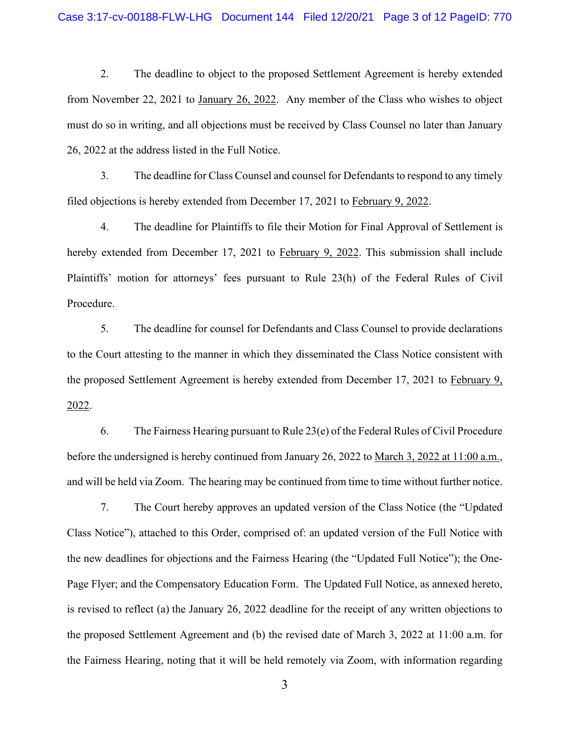2. The deadline to object to the proposed Settlement Agreement is hereby extended from November 22, 2021 to <u>January 26, 2022</u>. Any member of the Class who wishes to object must do so in writing, and all objections must be received by Class Counsel no later than January 26, 2022 at the address listed in the Full Notice.

3. The deadline for Class Counsel and counsel for Defendants to respond to any timely filed objections is hereby extended from December 17, 2021 to <u>February 9, 2022</u>.

4. The deadline for Plaintiffs to file their Motion for Final Approval of Settlement is hereby extended from December 17, 2021 to <u>February 9, 2022</u>. This submission shall include Plaintiffs' motion for attorneys' fees pursuant to Rule 23(h) of the Federal Rules of Civil Procedure.

5. The deadline for counsel for Defendants and Class Counsel to provide declarations to the Court attesting to the manner in which they disseminated the Class Notice consistent with the proposed Settlement Agreement is hereby extended from December 17, 2021 to <u>February 9, 2022</u>.

6. The Fairness Hearing pursuant to Rule 23(e) of the Federal Rules of Civil Procedure before the undersigned is hereby continued from January 26, 2022 to <u>March 3, 2022 at 11:00 a.m.</u>, and will be held via Zoom. The hearing may be continued from time to time without further notice.

7. The Court hereby approves an updated version of the Class Notice (the "Updated Class Notice"), attached to this Order, comprised of: an updated version of the Full Notice with the new deadlines for objections and the Fairness Hearing (the "Updated Full Notice"); the One-Page Flyer; and the Compensatory Education Form. The Updated Full Notice, as annexed hereto, is revised to reflect (a) the January 26, 2022 deadline for the receipt of any written objections to the proposed Settlement Agreement and (b) the revised date of March 3, 2022 at 11:00 a.m. for the Fairness Hearing, noting that it will be held remotely via Zoom, with information regarding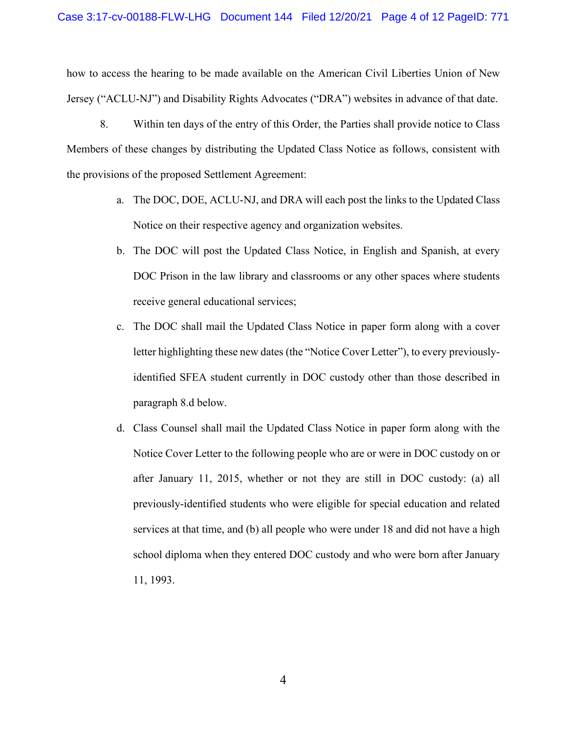how to access the hearing to be made available on the American Civil Liberties Union of New Jersey ("ACLU-NJ") and Disability Rights Advocates ("DRA") websites in advance of that date.

8. Within ten days of the entry of this Order, the Parties shall provide notice to Class Members of these changes by distributing the Updated Class Notice as follows, consistent with the provisions of the proposed Settlement Agreement:

a. The DOC, DOE, ACLU-NJ, and DRA will each post the links to the Updated Class Notice on their respective agency and organization websites.

b. The DOC will post the Updated Class Notice, in English and Spanish, at every DOC Prison in the law library and classrooms or any other spaces where students receive general educational services;

c. The DOC shall mail the Updated Class Notice in paper form along with a cover letter highlighting these new dates (the "Notice Cover Letter"), to every previously-identified SFEA student currently in DOC custody other than those described in paragraph 8.d below.

d. Class Counsel shall mail the Updated Class Notice in paper form along with the Notice Cover Letter to the following people who are or were in DOC custody on or after January 11, 2015, whether or not they are still in DOC custody: (a) all previously-identified students who were eligible for special education and related services at that time, and (b) all people who were under 18 and did not have a high school diploma when they entered DOC custody and who were born after January 11, 1993.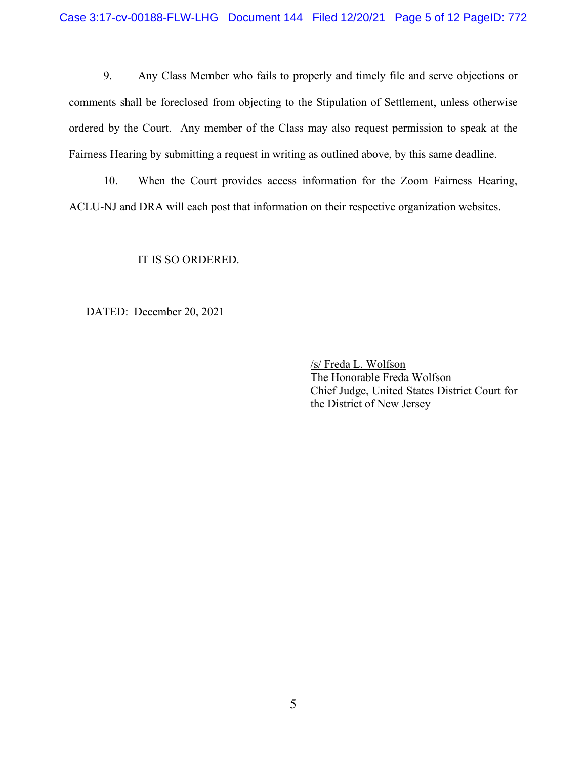9. Any Class Member who fails to properly and timely file and serve objections or comments shall be foreclosed from objecting to the Stipulation of Settlement, unless otherwise ordered by the Court. Any member of the Class may also request permission to speak at the Fairness Hearing by submitting a request in writing as outlined above, by this same deadline.

10. When the Court provides access information for the Zoom Fairness Hearing, ACLU-NJ and DRA will each post that information on their respective organization websites.

IT IS SO ORDERED.

DATED: December 20, 2021

/s/ Freda L. Wolfson
The Honorable Freda Wolfson
Chief Judge, United States District Court for the District of New Jersey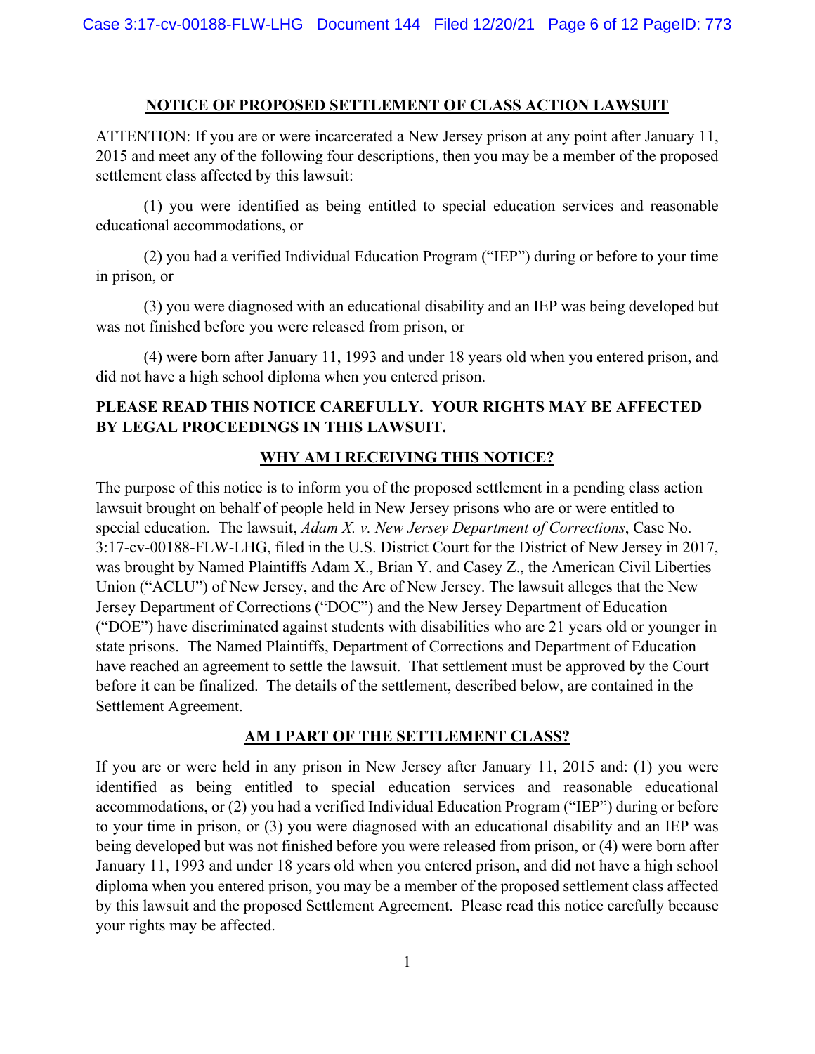## NOTICE OF PROPOSED SETTLEMENT OF CLASS ACTION LAWSUIT

ATTENTION: If you are or were incarcerated a New Jersey prison at any point after January 11, 2015 and meet any of the following four descriptions, then you may be a member of the proposed settlement class affected by this lawsuit:

(1) you were identified as being entitled to special education services and reasonable educational accommodations, or

(2) you had a verified Individual Education Program ("IEP") during or before to your time in prison, or

(3) you were diagnosed with an educational disability and an IEP was being developed but was not finished before you were released from prison, or

(4) were born after January 11, 1993 and under 18 years old when you entered prison, and did not have a high school diploma when you entered prison.

**PLEASE READ THIS NOTICE CAREFULLY. YOUR RIGHTS MAY BE AFFECTED BY LEGAL PROCEEDINGS IN THIS LAWSUIT.**

### WHY AM I RECEIVING THIS NOTICE?

The purpose of this notice is to inform you of the proposed settlement in a pending class action lawsuit brought on behalf of people held in New Jersey prisons who are or were entitled to special education. The lawsuit, *Adam X. v. New Jersey Department of Corrections*, Case No. 3:17-cv-00188-FLW-LHG, filed in the U.S. District Court for the District of New Jersey in 2017, was brought by Named Plaintiffs Adam X., Brian Y. and Casey Z., the American Civil Liberties Union ("ACLU") of New Jersey, and the Arc of New Jersey. The lawsuit alleges that the New Jersey Department of Corrections ("DOC") and the New Jersey Department of Education ("DOE") have discriminated against students with disabilities who are 21 years old or younger in state prisons. The Named Plaintiffs, Department of Corrections and Department of Education have reached an agreement to settle the lawsuit. That settlement must be approved by the Court before it can be finalized. The details of the settlement, described below, are contained in the Settlement Agreement.

### AM I PART OF THE SETTLEMENT CLASS?

If you are or were held in any prison in New Jersey after January 11, 2015 and: (1) you were identified as being entitled to special education services and reasonable educational accommodations, or (2) you had a verified Individual Education Program ("IEP") during or before to your time in prison, or (3) you were diagnosed with an educational disability and an IEP was being developed but was not finished before you were released from prison, or (4) were born after January 11, 1993 and under 18 years old when you entered prison, and did not have a high school diploma when you entered prison, you may be a member of the proposed settlement class affected by this lawsuit and the proposed Settlement Agreement. Please read this notice carefully because your rights may be affected.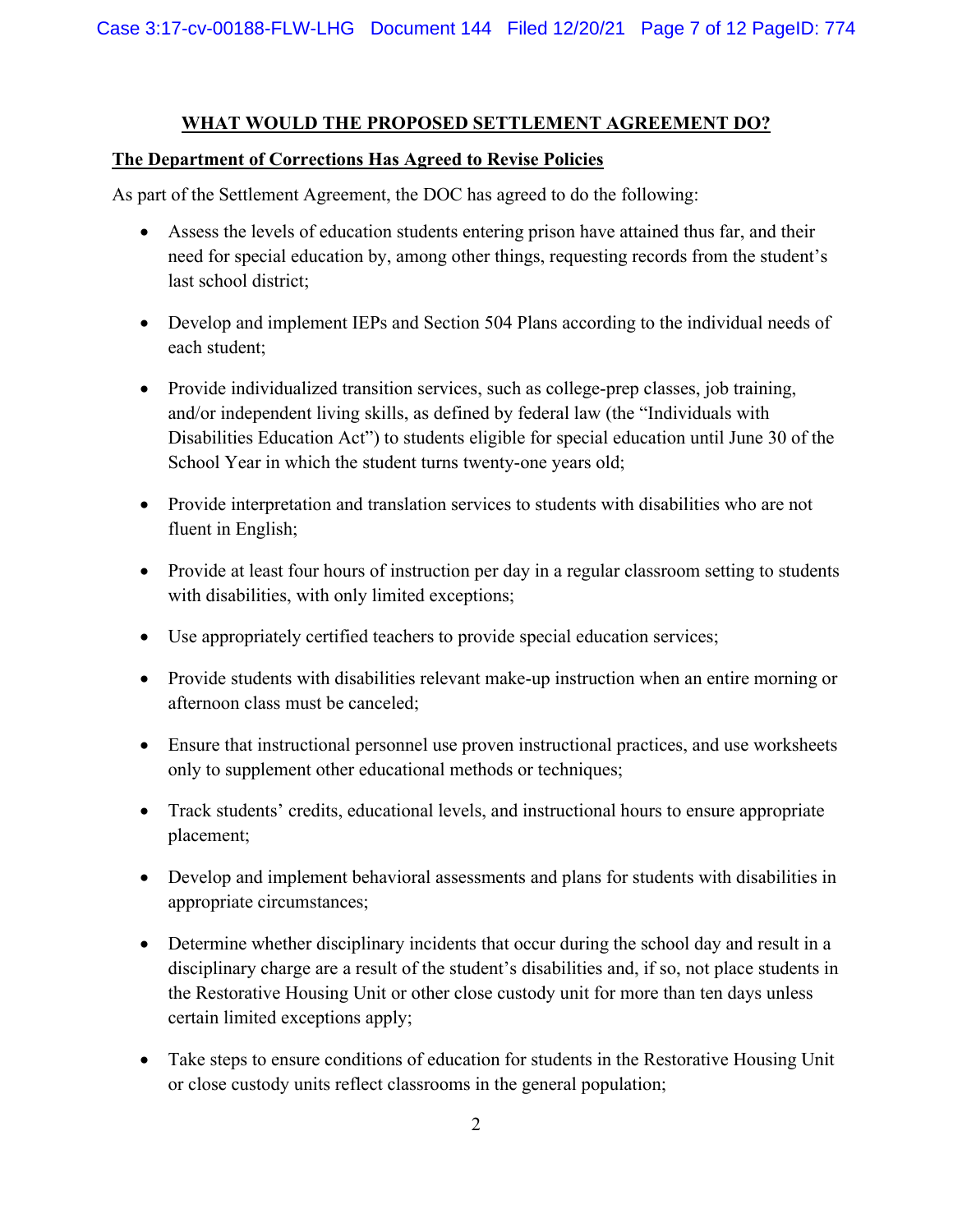## WHAT WOULD THE PROPOSED SETTLEMENT AGREEMENT DO?

**The Department of Corrections Has Agreed to Revise Policies**

As part of the Settlement Agreement, the DOC has agreed to do the following:

- Assess the levels of education students entering prison have attained thus far, and their need for special education by, among other things, requesting records from the student's last school district;
- Develop and implement IEPs and Section 504 Plans according to the individual needs of each student;
- Provide individualized transition services, such as college-prep classes, job training, and/or independent living skills, as defined by federal law (the "Individuals with Disabilities Education Act") to students eligible for special education until June 30 of the School Year in which the student turns twenty-one years old;
- Provide interpretation and translation services to students with disabilities who are not fluent in English;
- Provide at least four hours of instruction per day in a regular classroom setting to students with disabilities, with only limited exceptions;
- Use appropriately certified teachers to provide special education services;
- Provide students with disabilities relevant make-up instruction when an entire morning or afternoon class must be canceled;
- Ensure that instructional personnel use proven instructional practices, and use worksheets only to supplement other educational methods or techniques;
- Track students' credits, educational levels, and instructional hours to ensure appropriate placement;
- Develop and implement behavioral assessments and plans for students with disabilities in appropriate circumstances;
- Determine whether disciplinary incidents that occur during the school day and result in a disciplinary charge are a result of the student's disabilities and, if so, not place students in the Restorative Housing Unit or other close custody unit for more than ten days unless certain limited exceptions apply;
- Take steps to ensure conditions of education for students in the Restorative Housing Unit or close custody units reflect classrooms in the general population;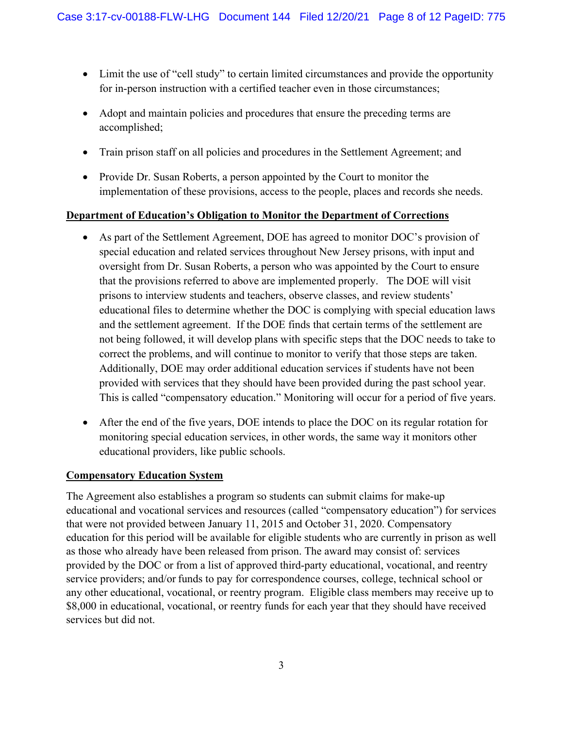- Limit the use of "cell study" to certain limited circumstances and provide the opportunity for in-person instruction with a certified teacher even in those circumstances;
- Adopt and maintain policies and procedures that ensure the preceding terms are accomplished;
- Train prison staff on all policies and procedures in the Settlement Agreement; and
- Provide Dr. Susan Roberts, a person appointed by the Court to monitor the implementation of these provisions, access to the people, places and records she needs.

**Department of Education's Obligation to Monitor the Department of Corrections**

- As part of the Settlement Agreement, DOE has agreed to monitor DOC's provision of special education and related services throughout New Jersey prisons, with input and oversight from Dr. Susan Roberts, a person who was appointed by the Court to ensure that the provisions referred to above are implemented properly. The DOE will visit prisons to interview students and teachers, observe classes, and review students' educational files to determine whether the DOC is complying with special education laws and the settlement agreement. If the DOE finds that certain terms of the settlement are not being followed, it will develop plans with specific steps that the DOC needs to take to correct the problems, and will continue to monitor to verify that those steps are taken. Additionally, DOE may order additional education services if students have not been provided with services that they should have been provided during the past school year. This is called "compensatory education." Monitoring will occur for a period of five years.
- After the end of the five years, DOE intends to place the DOC on its regular rotation for monitoring special education services, in other words, the same way it monitors other educational providers, like public schools.

**Compensatory Education System**

The Agreement also establishes a program so students can submit claims for make-up educational and vocational services and resources (called "compensatory education") for services that were not provided between January 11, 2015 and October 31, 2020. Compensatory education for this period will be available for eligible students who are currently in prison as well as those who already have been released from prison. The award may consist of: services provided by the DOC or from a list of approved third-party educational, vocational, and reentry service providers; and/or funds to pay for correspondence courses, college, technical school or any other educational, vocational, or reentry program. Eligible class members may receive up to $8,000 in educational, vocational, or reentry funds for each year that they should have received services but did not.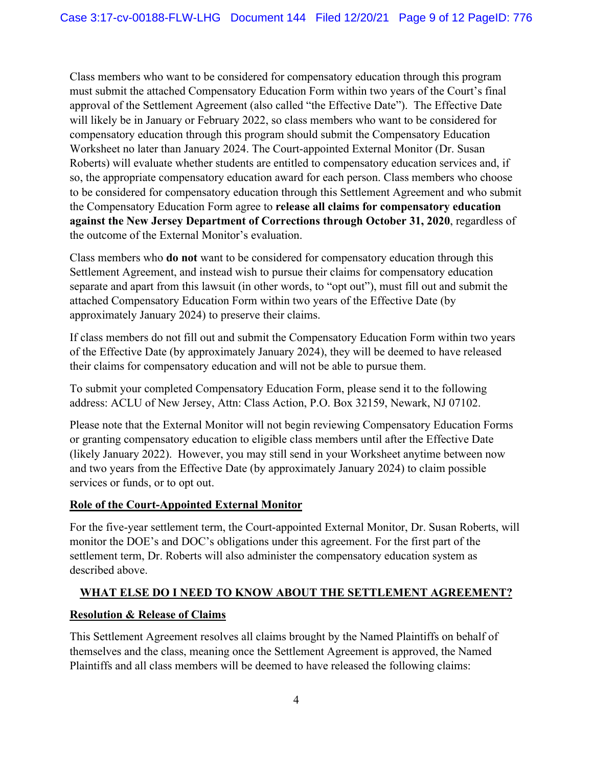Class members who want to be considered for compensatory education through this program must submit the attached Compensatory Education Form within two years of the Court's final approval of the Settlement Agreement (also called "the Effective Date"). The Effective Date will likely be in January or February 2022, so class members who want to be considered for compensatory education through this program should submit the Compensatory Education Worksheet no later than January 2024. The Court-appointed External Monitor (Dr. Susan Roberts) will evaluate whether students are entitled to compensatory education services and, if so, the appropriate compensatory education award for each person. Class members who choose to be considered for compensatory education through this Settlement Agreement and who submit the Compensatory Education Form agree to **release all claims for compensatory education against the New Jersey Department of Corrections through October 31, 2020**, regardless of the outcome of the External Monitor's evaluation.

Class members who **do not** want to be considered for compensatory education through this Settlement Agreement, and instead wish to pursue their claims for compensatory education separate and apart from this lawsuit (in other words, to "opt out"), must fill out and submit the attached Compensatory Education Form within two years of the Effective Date (by approximately January 2024) to preserve their claims.

If class members do not fill out and submit the Compensatory Education Form within two years of the Effective Date (by approximately January 2024), they will be deemed to have released their claims for compensatory education and will not be able to pursue them.

To submit your completed Compensatory Education Form, please send it to the following address: ACLU of New Jersey, Attn: Class Action, P.O. Box 32159, Newark, NJ 07102.

Please note that the External Monitor will not begin reviewing Compensatory Education Forms or granting compensatory education to eligible class members until after the Effective Date (likely January 2022). However, you may still send in your Worksheet anytime between now and two years from the Effective Date (by approximately January 2024) to claim possible services or funds, or to opt out.

### Role of the Court-Appointed External Monitor

For the five-year settlement term, the Court-appointed External Monitor, Dr. Susan Roberts, will monitor the DOE's and DOC's obligations under this agreement. For the first part of the settlement term, Dr. Roberts will also administer the compensatory education system as described above.

## WHAT ELSE DO I NEED TO KNOW ABOUT THE SETTLEMENT AGREEMENT?

### Resolution & Release of Claims

This Settlement Agreement resolves all claims brought by the Named Plaintiffs on behalf of themselves and the class, meaning once the Settlement Agreement is approved, the Named Plaintiffs and all class members will be deemed to have released the following claims: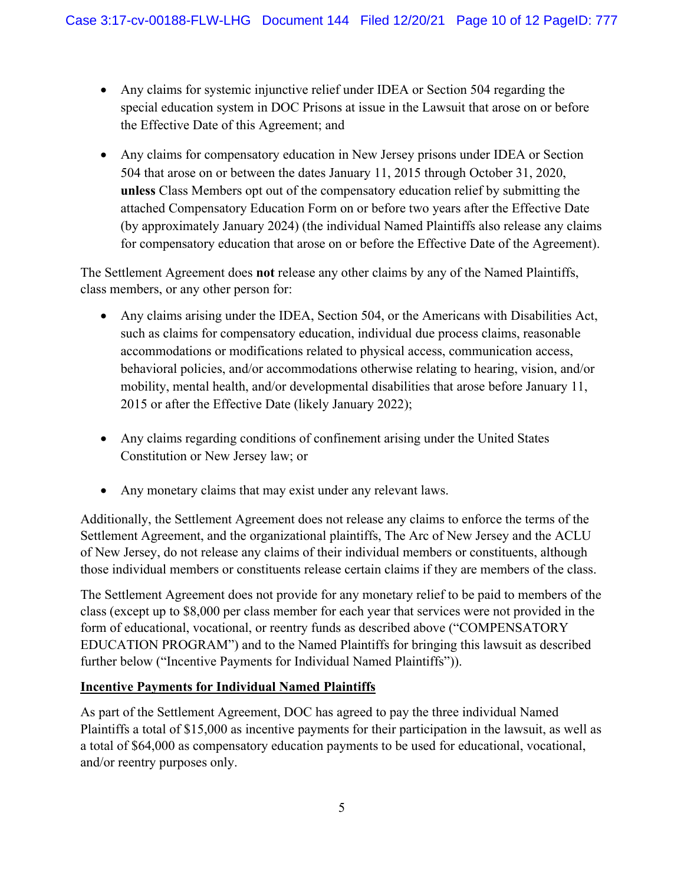- Any claims for systemic injunctive relief under IDEA or Section 504 regarding the special education system in DOC Prisons at issue in the Lawsuit that arose on or before the Effective Date of this Agreement; and

- Any claims for compensatory education in New Jersey prisons under IDEA or Section 504 that arose on or between the dates January 11, 2015 through October 31, 2020, **unless** Class Members opt out of the compensatory education relief by submitting the attached Compensatory Education Form on or before two years after the Effective Date (by approximately January 2024) (the individual Named Plaintiffs also release any claims for compensatory education that arose on or before the Effective Date of the Agreement).

The Settlement Agreement does **not** release any other claims by any of the Named Plaintiffs, class members, or any other person for:

- Any claims arising under the IDEA, Section 504, or the Americans with Disabilities Act, such as claims for compensatory education, individual due process claims, reasonable accommodations or modifications related to physical access, communication access, behavioral policies, and/or accommodations otherwise relating to hearing, vision, and/or mobility, mental health, and/or developmental disabilities that arose before January 11, 2015 or after the Effective Date (likely January 2022);

- Any claims regarding conditions of confinement arising under the United States Constitution or New Jersey law; or

- Any monetary claims that may exist under any relevant laws.

Additionally, the Settlement Agreement does not release any claims to enforce the terms of the Settlement Agreement, and the organizational plaintiffs, The Arc of New Jersey and the ACLU of New Jersey, do not release any claims of their individual members or constituents, although those individual members or constituents release certain claims if they are members of the class.

The Settlement Agreement does not provide for any monetary relief to be paid to members of the class (except up to $8,000 per class member for each year that services were not provided in the form of educational, vocational, or reentry funds as described above ("COMPENSATORY EDUCATION PROGRAM") and to the Named Plaintiffs for bringing this lawsuit as described further below ("Incentive Payments for Individual Named Plaintiffs")).

**Incentive Payments for Individual Named Plaintiffs**

As part of the Settlement Agreement, DOC has agreed to pay the three individual Named Plaintiffs a total of $15,000 as incentive payments for their participation in the lawsuit, as well as a total of $64,000 as compensatory education payments to be used for educational, vocational, and/or reentry purposes only.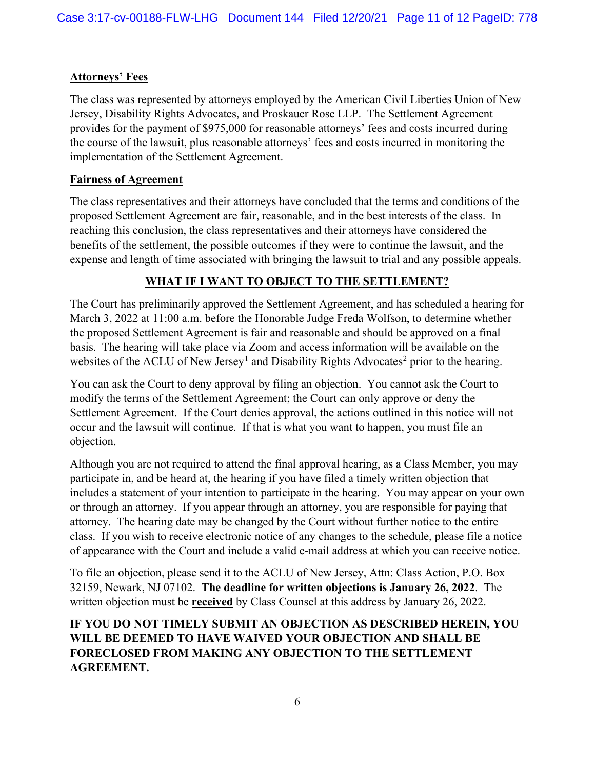**Attorneys' Fees**

The class was represented by attorneys employed by the American Civil Liberties Union of New Jersey, Disability Rights Advocates, and Proskauer Rose LLP. The Settlement Agreement provides for the payment of $975,000 for reasonable attorneys' fees and costs incurred during the course of the lawsuit, plus reasonable attorneys' fees and costs incurred in monitoring the implementation of the Settlement Agreement.

**Fairness of Agreement**

The class representatives and their attorneys have concluded that the terms and conditions of the proposed Settlement Agreement are fair, reasonable, and in the best interests of the class. In reaching this conclusion, the class representatives and their attorneys have considered the benefits of the settlement, the possible outcomes if they were to continue the lawsuit, and the expense and length of time associated with bringing the lawsuit to trial and any possible appeals.

## WHAT IF I WANT TO OBJECT TO THE SETTLEMENT?

The Court has preliminarily approved the Settlement Agreement, and has scheduled a hearing for March 3, 2022 at 11:00 a.m. before the Honorable Judge Freda Wolfson, to determine whether the proposed Settlement Agreement is fair and reasonable and should be approved on a final basis. The hearing will take place via Zoom and access information will be available on the websites of the ACLU of New Jersey[1] and Disability Rights Advocates[2] prior to the hearing.

You can ask the Court to deny approval by filing an objection. You cannot ask the Court to modify the terms of the Settlement Agreement; the Court can only approve or deny the Settlement Agreement. If the Court denies approval, the actions outlined in this notice will not occur and the lawsuit will continue. If that is what you want to happen, you must file an objection.

Although you are not required to attend the final approval hearing, as a Class Member, you may participate in, and be heard at, the hearing if you have filed a timely written objection that includes a statement of your intention to participate in the hearing. You may appear on your own or through an attorney. If you appear through an attorney, you are responsible for paying that attorney. The hearing date may be changed by the Court without further notice to the entire class. If you wish to receive electronic notice of any changes to the schedule, please file a notice of appearance with the Court and include a valid e-mail address at which you can receive notice.

To file an objection, please send it to the ACLU of New Jersey, Attn: Class Action, P.O. Box 32159, Newark, NJ 07102. **The deadline for written objections is January 26, 2022**. The written objection must be **received** by Class Counsel at this address by January 26, 2022.

**IF YOU DO NOT TIMELY SUBMIT AN OBJECTION AS DESCRIBED HEREIN, YOU WILL BE DEEMED TO HAVE WAIVED YOUR OBJECTION AND SHALL BE FORECLOSED FROM MAKING ANY OBJECTION TO THE SETTLEMENT AGREEMENT.**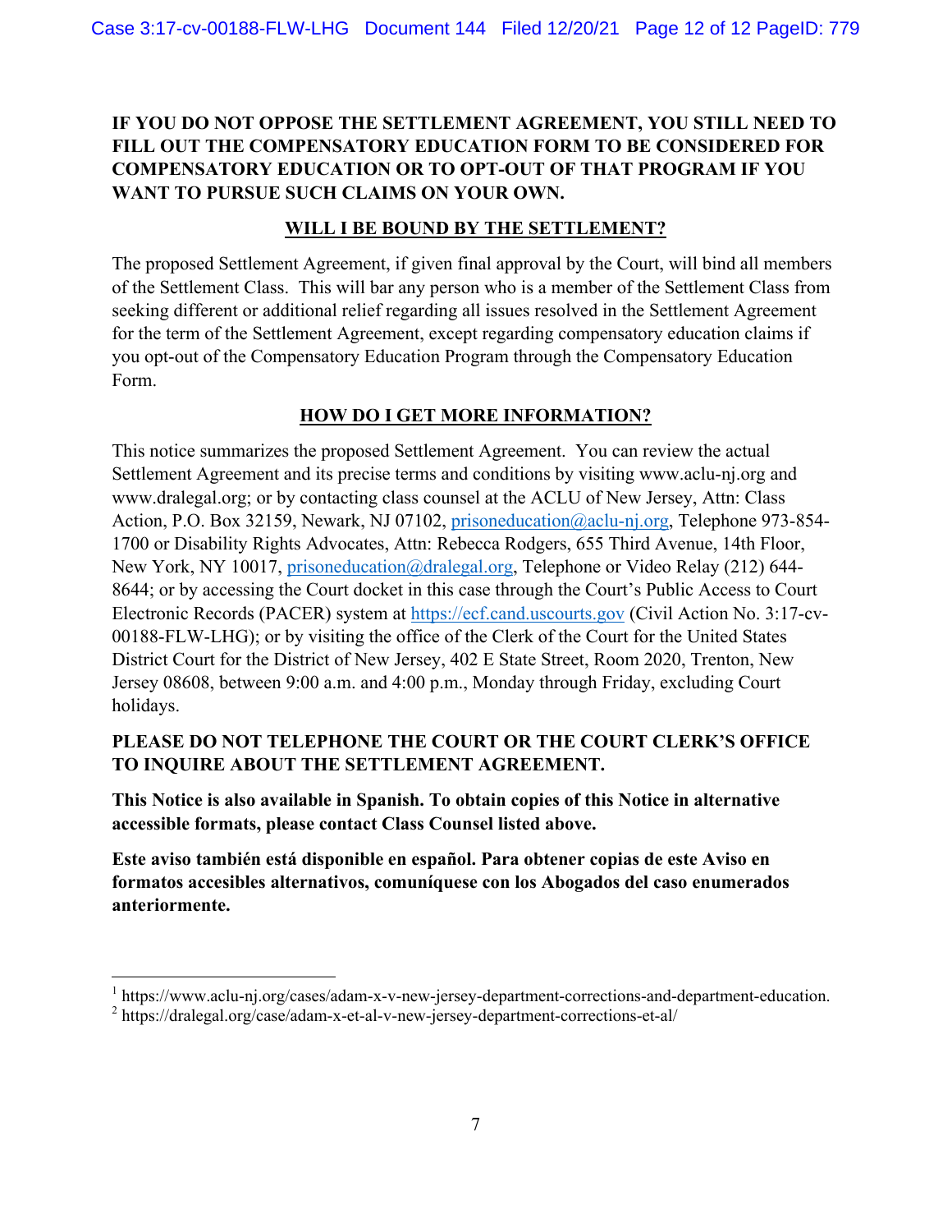**IF YOU DO NOT OPPOSE THE SETTLEMENT AGREEMENT, YOU STILL NEED TO FILL OUT THE COMPENSATORY EDUCATION FORM TO BE CONSIDERED FOR COMPENSATORY EDUCATION OR TO OPT-OUT OF THAT PROGRAM IF YOU WANT TO PURSUE SUCH CLAIMS ON YOUR OWN.**

## WILL I BE BOUND BY THE SETTLEMENT?

The proposed Settlement Agreement, if given final approval by the Court, will bind all members of the Settlement Class. This will bar any person who is a member of the Settlement Class from seeking different or additional relief regarding all issues resolved in the Settlement Agreement for the term of the Settlement Agreement, except regarding compensatory education claims if you opt-out of the Compensatory Education Program through the Compensatory Education Form.

## HOW DO I GET MORE INFORMATION?

This notice summarizes the proposed Settlement Agreement. You can review the actual Settlement Agreement and its precise terms and conditions by visiting www.aclu-nj.org and www.dralegal.org; or by contacting class counsel at the ACLU of New Jersey, Attn: Class Action, P.O. Box 32159, Newark, NJ 07102, prisoneducation@aclu-nj.org, Telephone 973-854-1700 or Disability Rights Advocates, Attn: Rebecca Rodgers, 655 Third Avenue, 14th Floor, New York, NY 10017, prisoneducation@dralegal.org, Telephone or Video Relay (212) 644-8644; or by accessing the Court docket in this case through the Court's Public Access to Court Electronic Records (PACER) system at https://ecf.cand.uscourts.gov (Civil Action No. 3:17-cv-00188-FLW-LHG); or by visiting the office of the Clerk of the Court for the United States District Court for the District of New Jersey, 402 E State Street, Room 2020, Trenton, New Jersey 08608, between 9:00 a.m. and 4:00 p.m., Monday through Friday, excluding Court holidays.

**PLEASE DO NOT TELEPHONE THE COURT OR THE COURT CLERK'S OFFICE TO INQUIRE ABOUT THE SETTLEMENT AGREEMENT.**

**This Notice is also available in Spanish. To obtain copies of this Notice in alternative accessible formats, please contact Class Counsel listed above.**

**Este aviso también está disponible en español. Para obtener copias de este Aviso en formatos accesibles alternativos, comuníquese con los Abogados del caso enumerados anteriormente.**

---

[1] https://www.aclu-nj.org/cases/adam-x-v-new-jersey-department-corrections-and-department-education.

[2] https://dralegal.org/case/adam-x-et-al-v-new-jersey-department-corrections-et-al/